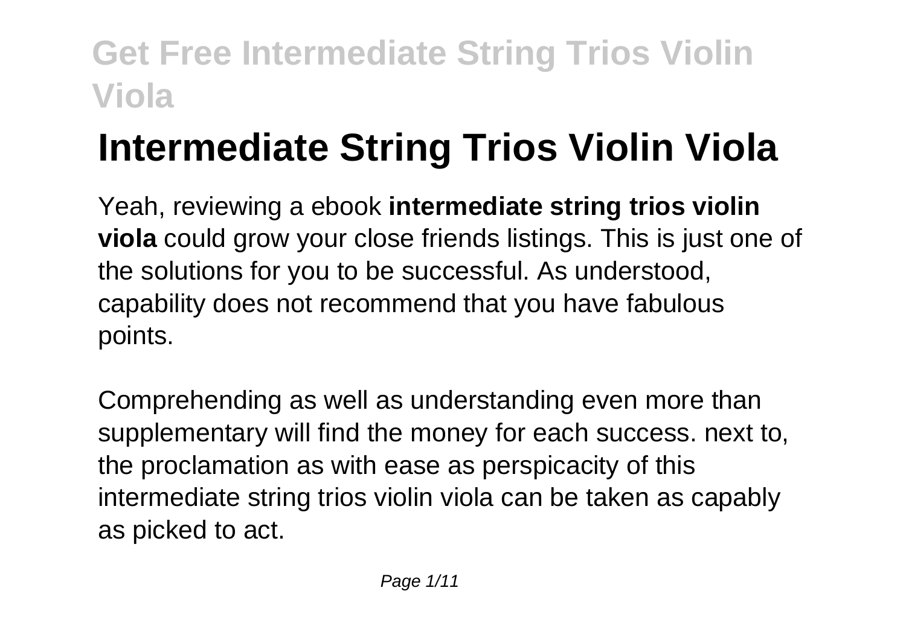# Intermediate String Trios Violin Viola

Yeah, reviewing a ebook **intermediate string trios violin viola** could grow your close friends listings. This is just one of the solutions for you to be successful. As understood, capability does not recommend that you have fabulous points.

Comprehending as well as understanding even more than supplementary will find the money for each success. next to, the proclamation as with ease as perspicacity of this intermediate string trios violin viola can be taken as capably as picked to act.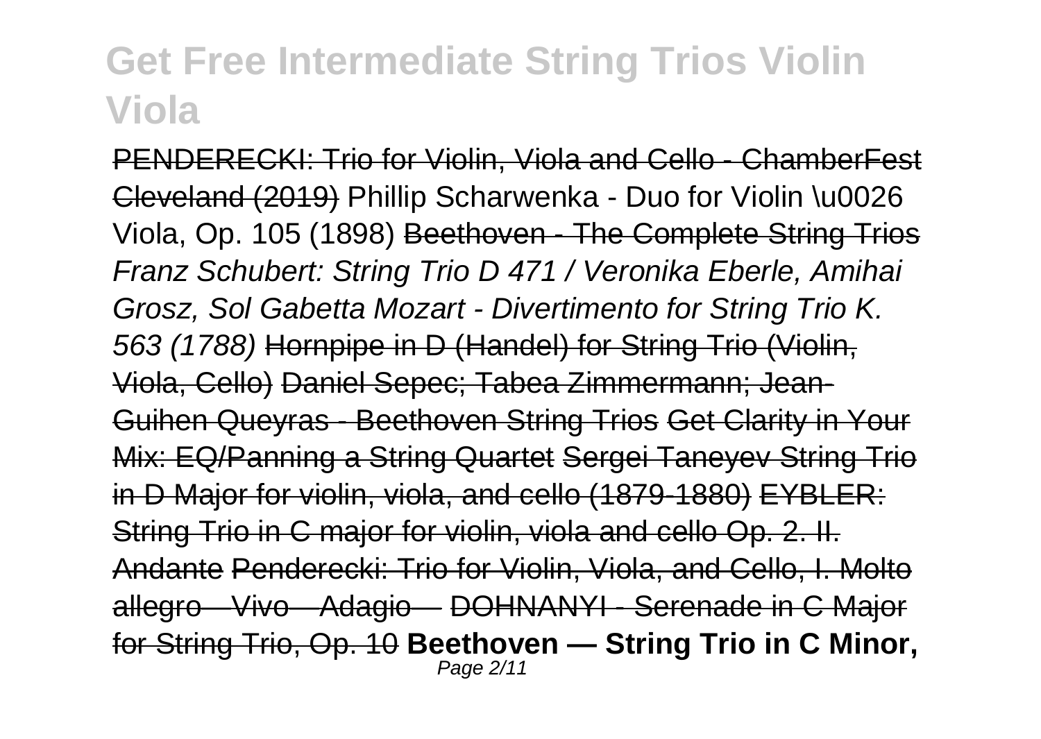PENDERECKI: Trio for Violin, Viola and Cello - ChamberFest Cleveland (2019) Phillip Scharwenka - Duo for Violin \u0026 Viola, Op. 105 (1898) Beethoven - The Complete String Trios *Franz Schubert: String Trio D 471 / Veronika Eberle, Amihai Grosz, Sol Gabetta Mozart - Divertimento for String Trio K. 563 (1788)* Hornpipe in D (Handel) for String Trio (Violin, Viola, Cello) Daniel Sepec; Tabea Zimmermann; Jean-Guihen Queyras - Beethoven String Trios Get Clarity in Your Mix: EQ/Panning a String Quartet Sergei Taneyev String Trio in D Major for violin, viola, and cello (1879-1880) EYBLER: String Trio in C major for violin, viola and cello Op. 2. II. Andante Penderecki: Trio for Violin, Viola, and Cello, I. Molto allegro—Vivo—Adagio— DOHNANYI - Serenade in C Major for String Trio, Op. 10 **Beethoven — String Trio in C Minor,**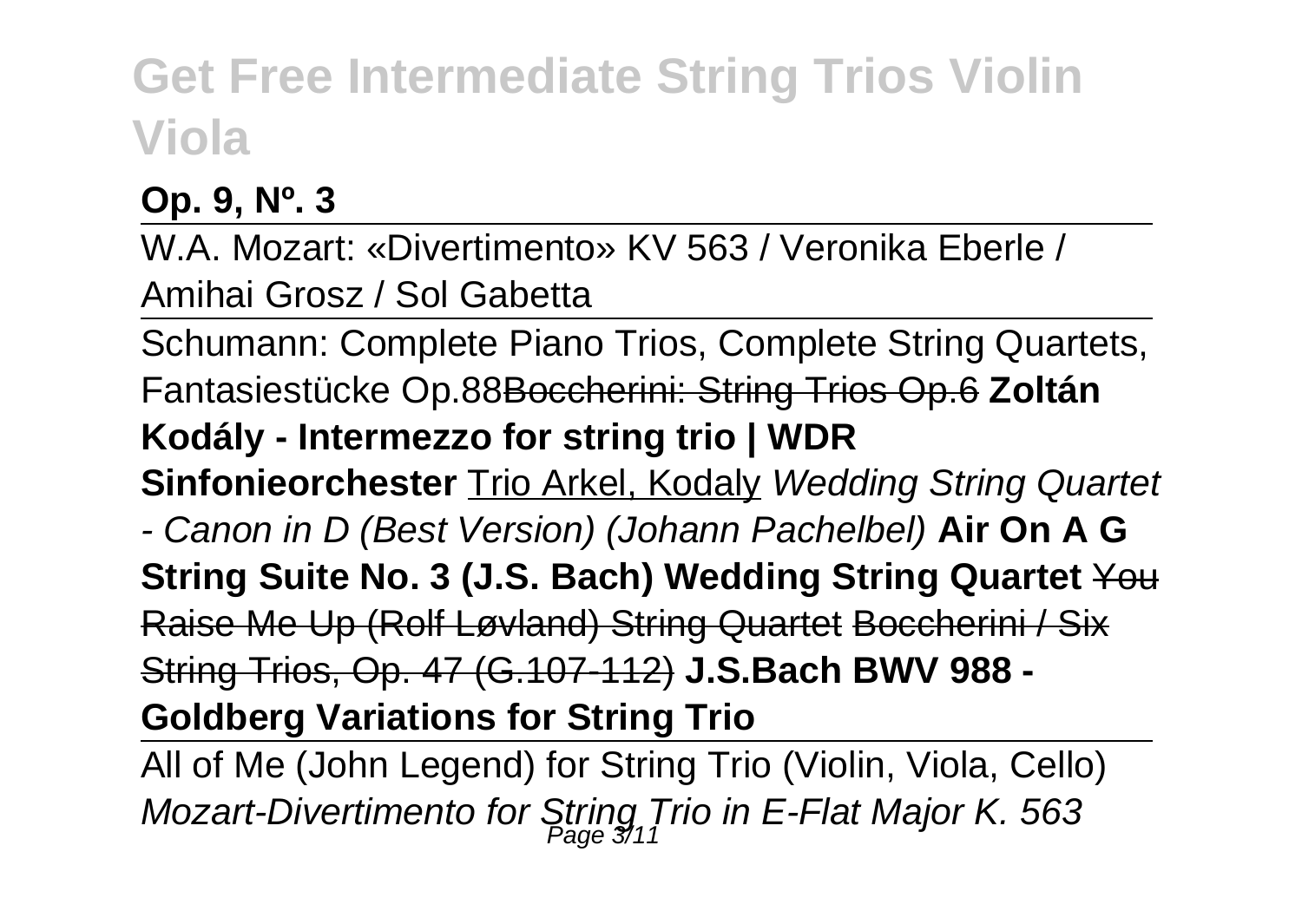**Op. 9, Nº. 3**

---

W.A. Mozart: «Divertimento» KV 563 / Veronika Eberle / Amihai Grosz / Sol Gabetta

---

Schumann: Complete Piano Trios, Complete String Quartets, Fantasiestücke Op.88~~Boccherini: String Trios Op.6~~ **Zoltán Kodály - Intermezzo for string trio | WDR Sinfonieorchester** Trio Arkel, Kodaly *Wedding String Quartet - Canon in D (Best Version) (Johann Pachelbel)* **Air On A G String Suite No. 3 (J.S. Bach) Wedding String Quartet** ~~You Raise Me Up (Rolf Løvland) String Quartet~~ ~~Boccherini / Six String Trios, Op. 47 (G.107-112)~~ **J.S.Bach BWV 988 - Goldberg Variations for String Trio**

---

All of Me (John Legend) for String Trio (Violin, Viola, Cello) *Mozart-Divertimento for String Trio in E-Flat Major K. 563*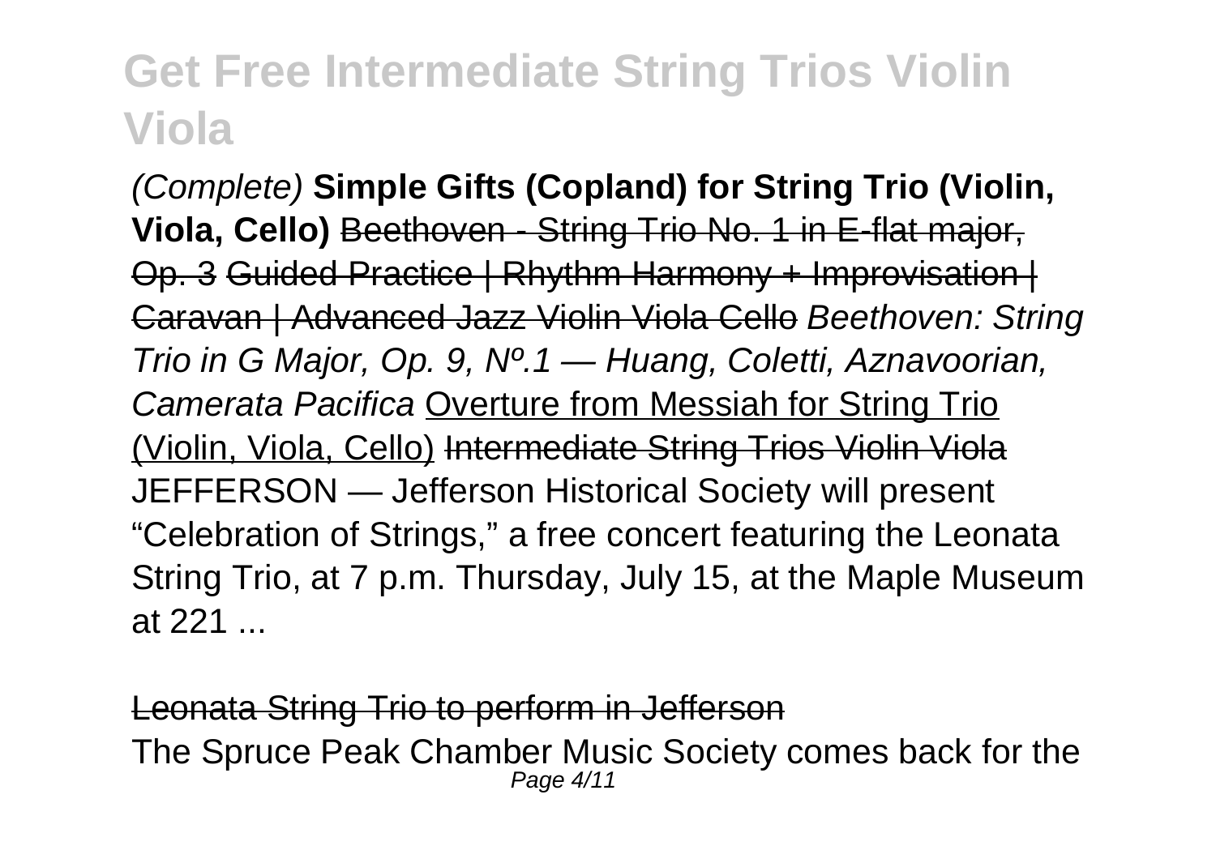*(Complete)* **Simple Gifts (Copland) for String Trio (Violin, Viola, Cello)** ~~Beethoven - String Trio No. 1 in E-flat major, Op. 3~~ ~~Guided Practice | Rhythm Harmony + Improvisation | Caravan | Advanced Jazz Violin Viola Cello~~ *Beethoven: String Trio in G Major, Op. 9, Nº.1 — Huang, Coletti, Aznavoorian, Camerata Pacifica* Overture from Messiah for String Trio (Violin, Viola, Cello) ~~Intermediate String Trios Violin Viola~~
JEFFERSON — Jefferson Historical Society will present "Celebration of Strings," a free concert featuring the Leonata String Trio, at 7 p.m. Thursday, July 15, at the Maple Museum at 221 ...

~~Leonata String Trio to perform in Jefferson~~
The Spruce Peak Chamber Music Society comes back for the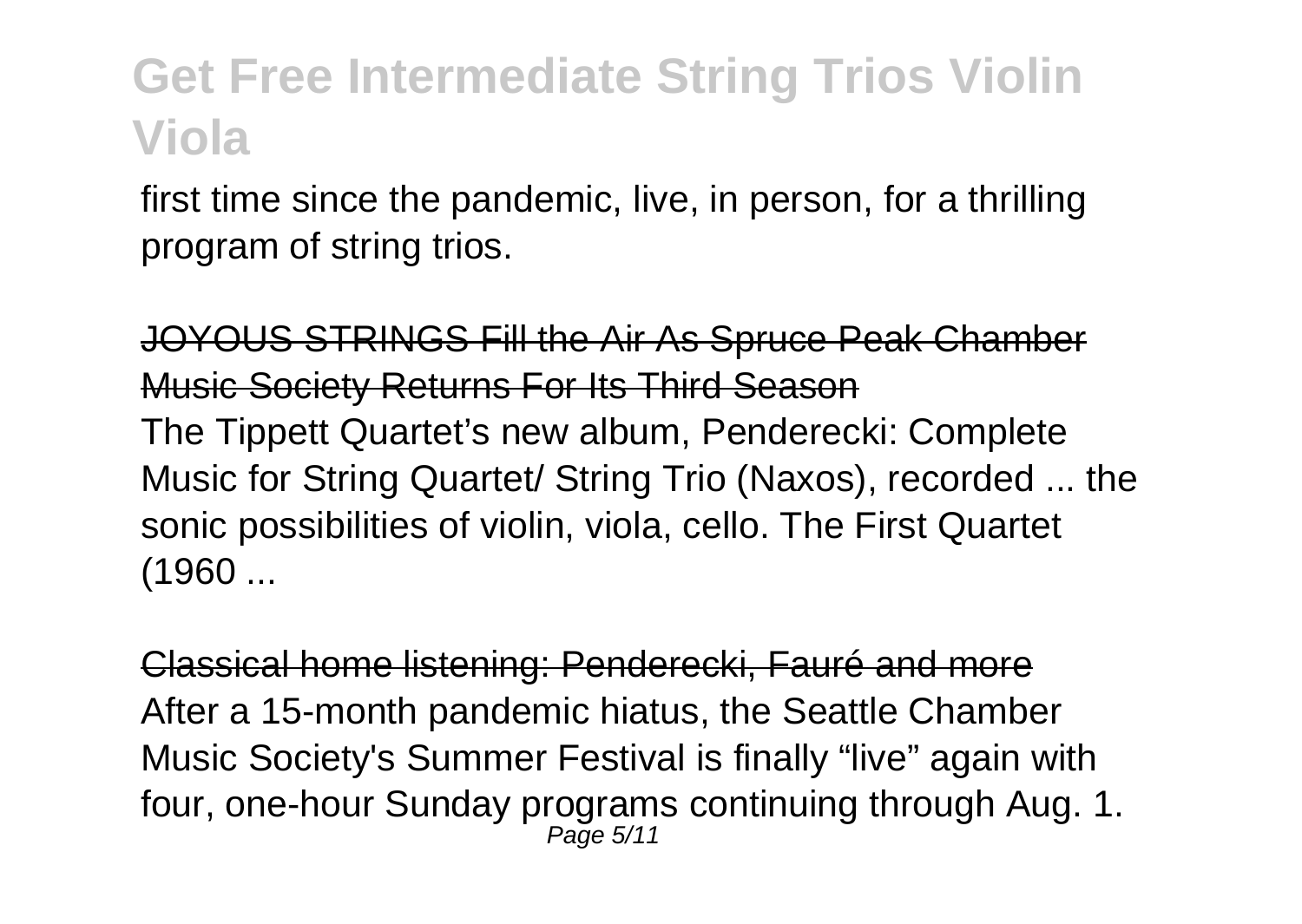first time since the pandemic, live, in person, for a thrilling program of string trios.

JOYOUS STRINGS Fill the Air As Spruce Peak Chamber Music Society Returns For Its Third Season

The Tippett Quartet's new album, Penderecki: Complete Music for String Quartet/ String Trio (Naxos), recorded ... the sonic possibilities of violin, viola, cello. The First Quartet (1960 ...

Classical home listening: Penderecki, Fauré and more

After a 15-month pandemic hiatus, the Seattle Chamber Music Society's Summer Festival is finally "live" again with four, one-hour Sunday programs continuing through Aug. 1.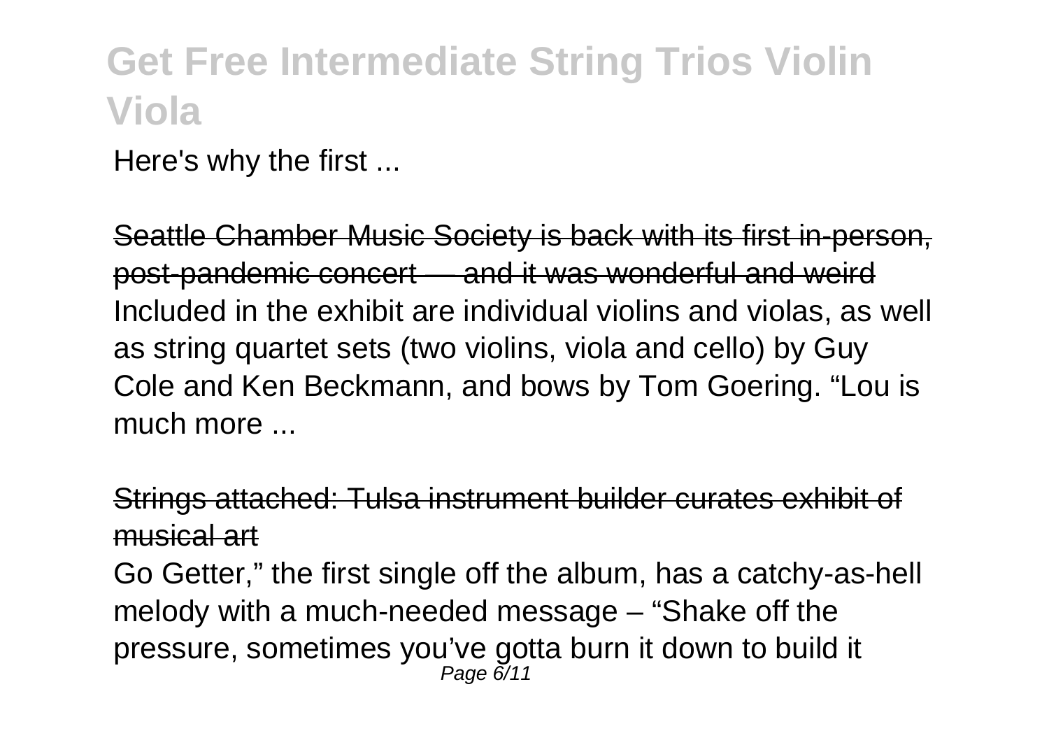Here's why the first ...

Seattle Chamber Music Society is back with its first in-person, post-pandemic concert — and it was wonderful and weird

Included in the exhibit are individual violins and violas, as well as string quartet sets (two violins, viola and cello) by Guy Cole and Ken Beckmann, and bows by Tom Goering. "Lou is much more ...

Strings attached: Tulsa instrument builder curates exhibit of musical art

Go Getter," the first single off the album, has a catchy-as-hell melody with a much-needed message – "Shake off the pressure, sometimes you've gotta burn it down to build it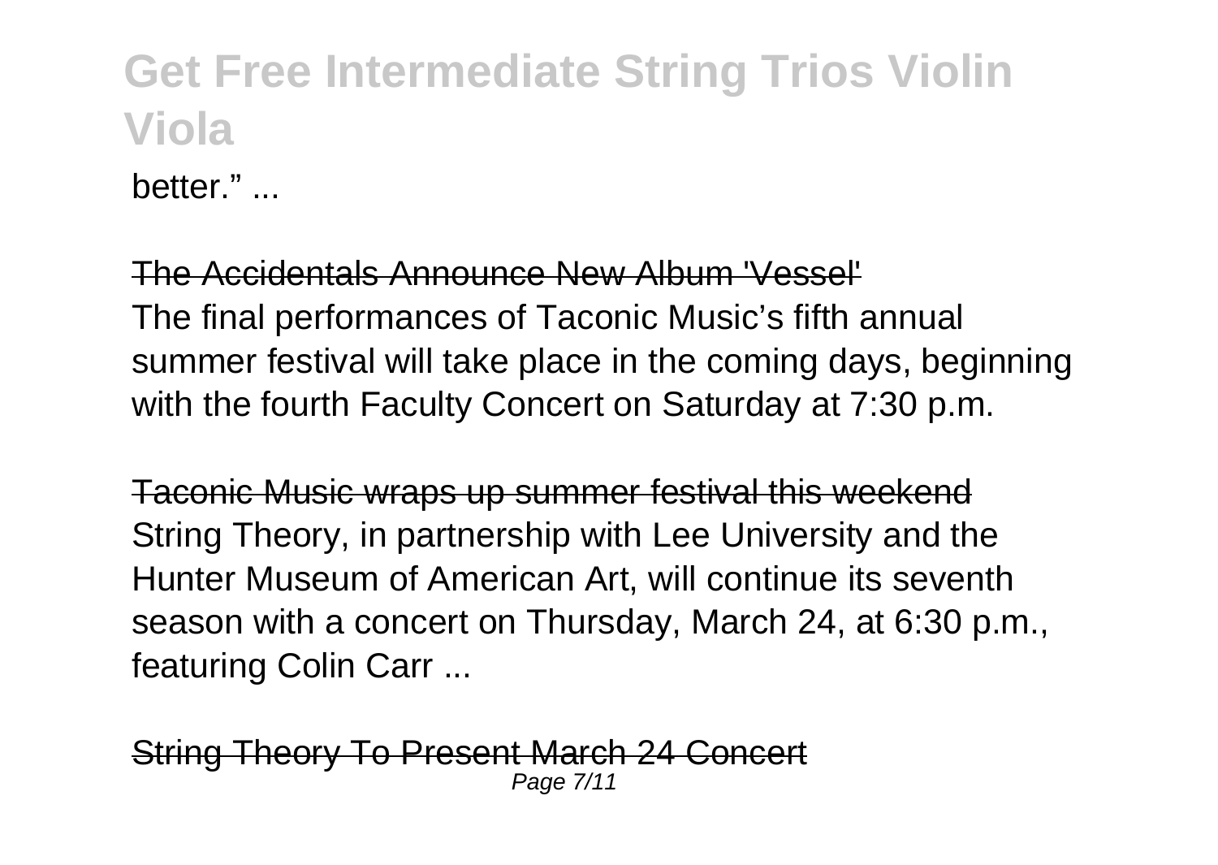better." ...

The Accidentals Announce New Album 'Vessel'

The final performances of Taconic Music's fifth annual summer festival will take place in the coming days, beginning with the fourth Faculty Concert on Saturday at 7:30 p.m.

Taconic Music wraps up summer festival this weekend

String Theory, in partnership with Lee University and the Hunter Museum of American Art, will continue its seventh season with a concert on Thursday, March 24, at 6:30 p.m., featuring Colin Carr ...

String Theory To Present March 24 Concert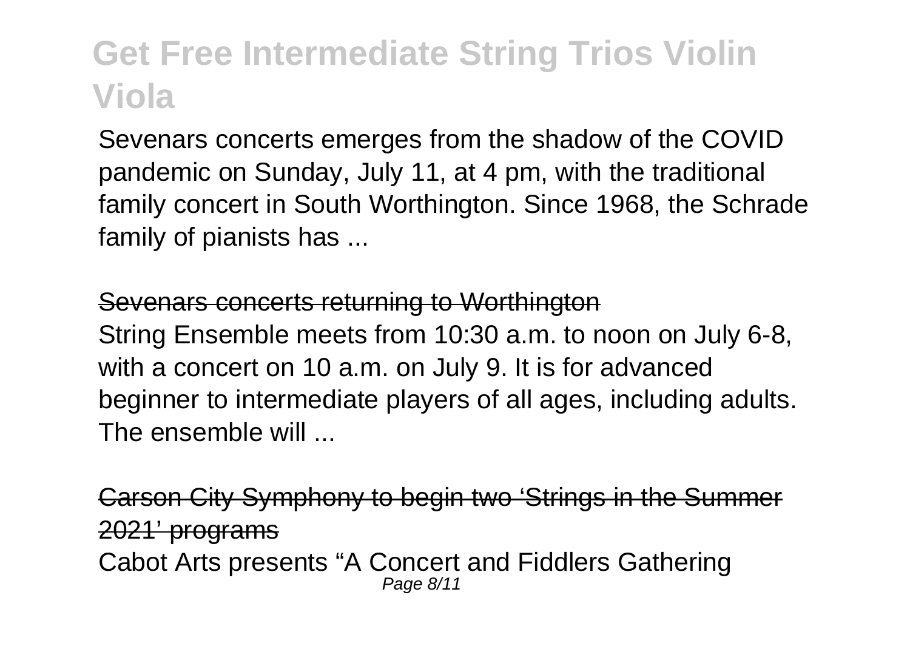Sevenars concerts emerges from the shadow of the COVID pandemic on Sunday, July 11, at 4 pm, with the traditional family concert in South Worthington. Since 1968, the Schrade family of pianists has ...

Sevenars concerts returning to Worthington

String Ensemble meets from 10:30 a.m. to noon on July 6-8, with a concert on 10 a.m. on July 9. It is for advanced beginner to intermediate players of all ages, including adults. The ensemble will ...

Carson City Symphony to begin two 'Strings in the Summer 2021' programs

Cabot Arts presents "A Concert and Fiddlers Gathering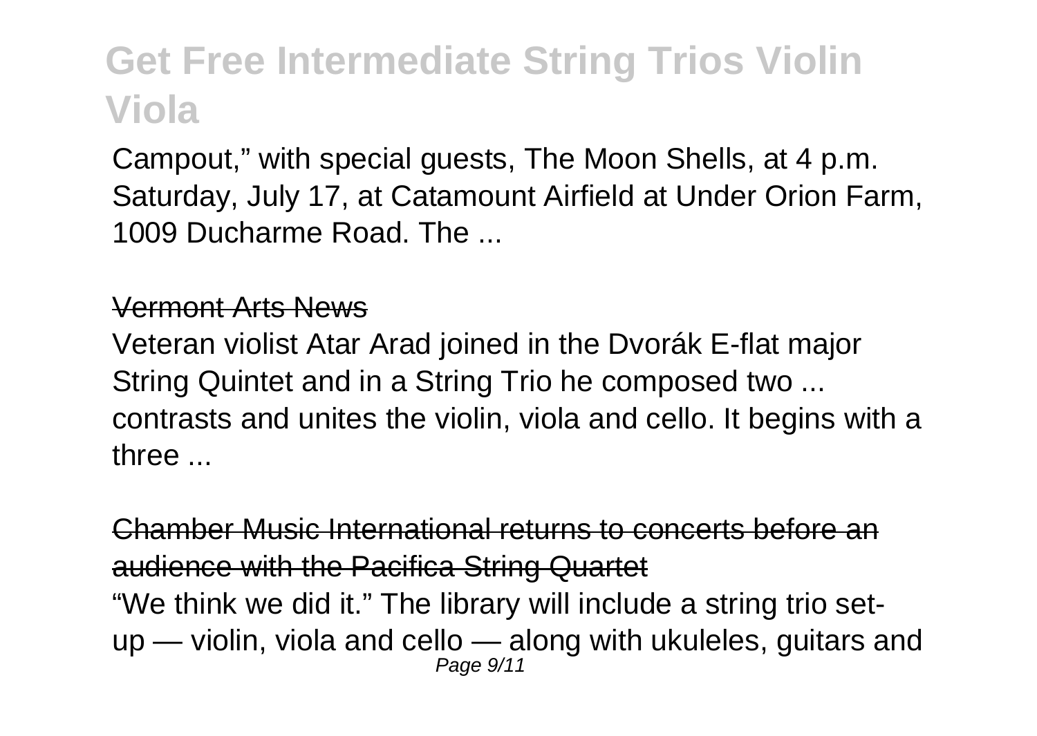Campout," with special guests, The Moon Shells, at 4 p.m. Saturday, July 17, at Catamount Airfield at Under Orion Farm, 1009 Ducharme Road. The ...

Vermont Arts News

Veteran violist Atar Arad joined in the Dvorák E-flat major String Quintet and in a String Trio he composed two ... contrasts and unites the violin, viola and cello. It begins with a three ...

Chamber Music International returns to concerts before an audience with the Pacifica String Quartet

"We think we did it." The library will include a string trio set-up — violin, viola and cello — along with ukuleles, guitars and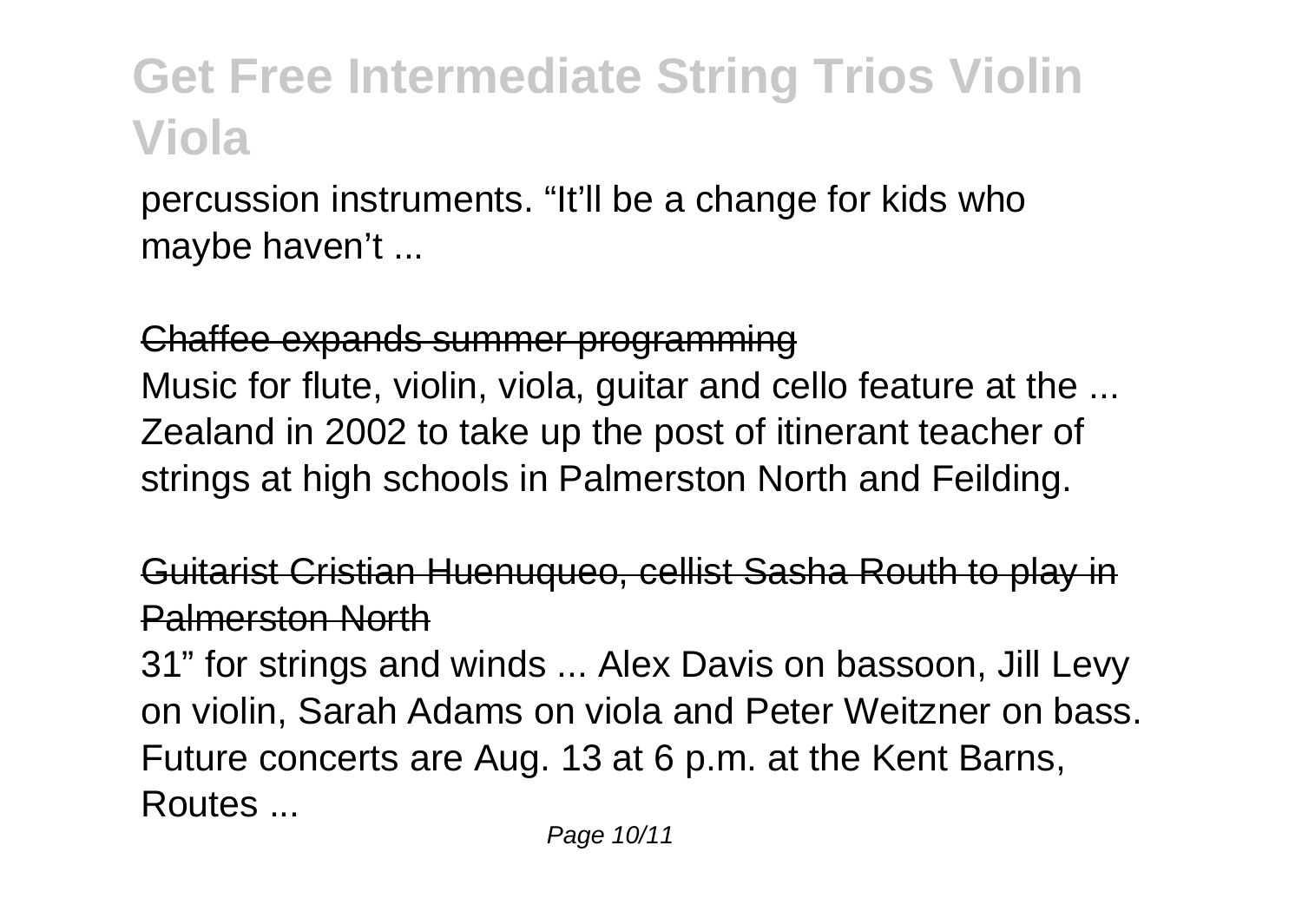percussion instruments. “It’ll be a change for kids who maybe haven’t ...

## Chaffee expands summer programming

Music for flute, violin, viola, guitar and cello feature at the ... Zealand in 2002 to take up the post of itinerant teacher of strings at high schools in Palmerston North and Feilding.

## Guitarist Cristian Huenuqueo, cellist Sasha Routh to play in Palmerston North

31” for strings and winds ... Alex Davis on bassoon, Jill Levy on violin, Sarah Adams on viola and Peter Weitzner on bass. Future concerts are Aug. 13 at 6 p.m. at the Kent Barns, Routes ...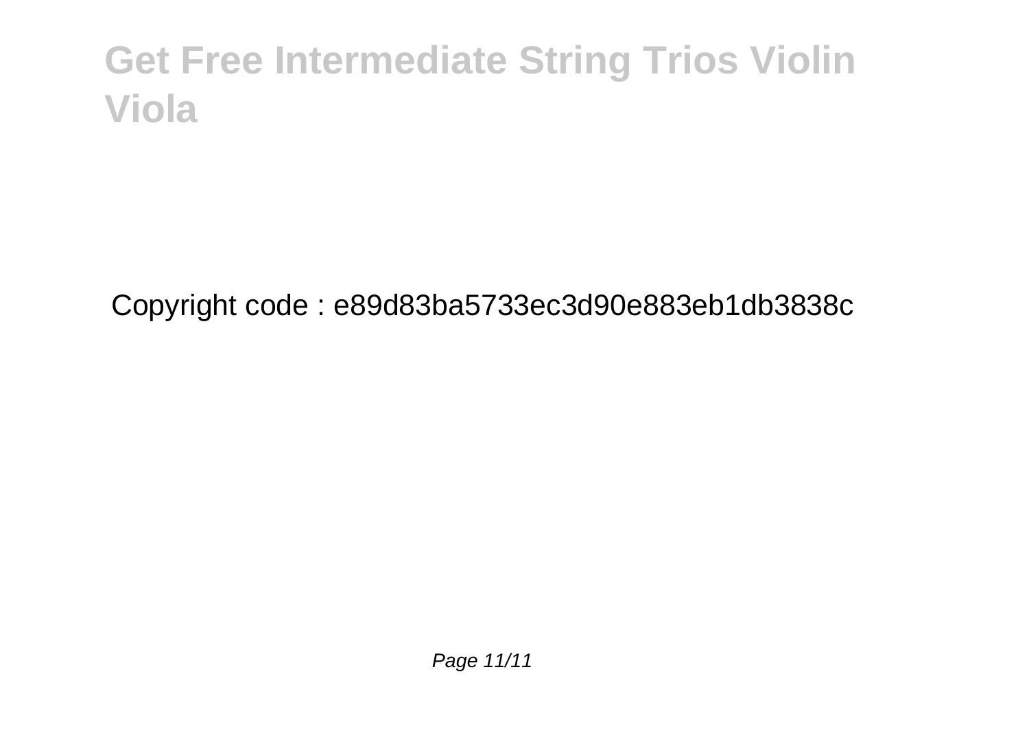Copyright code : e89d83ba5733ec3d90e883eb1db3838c